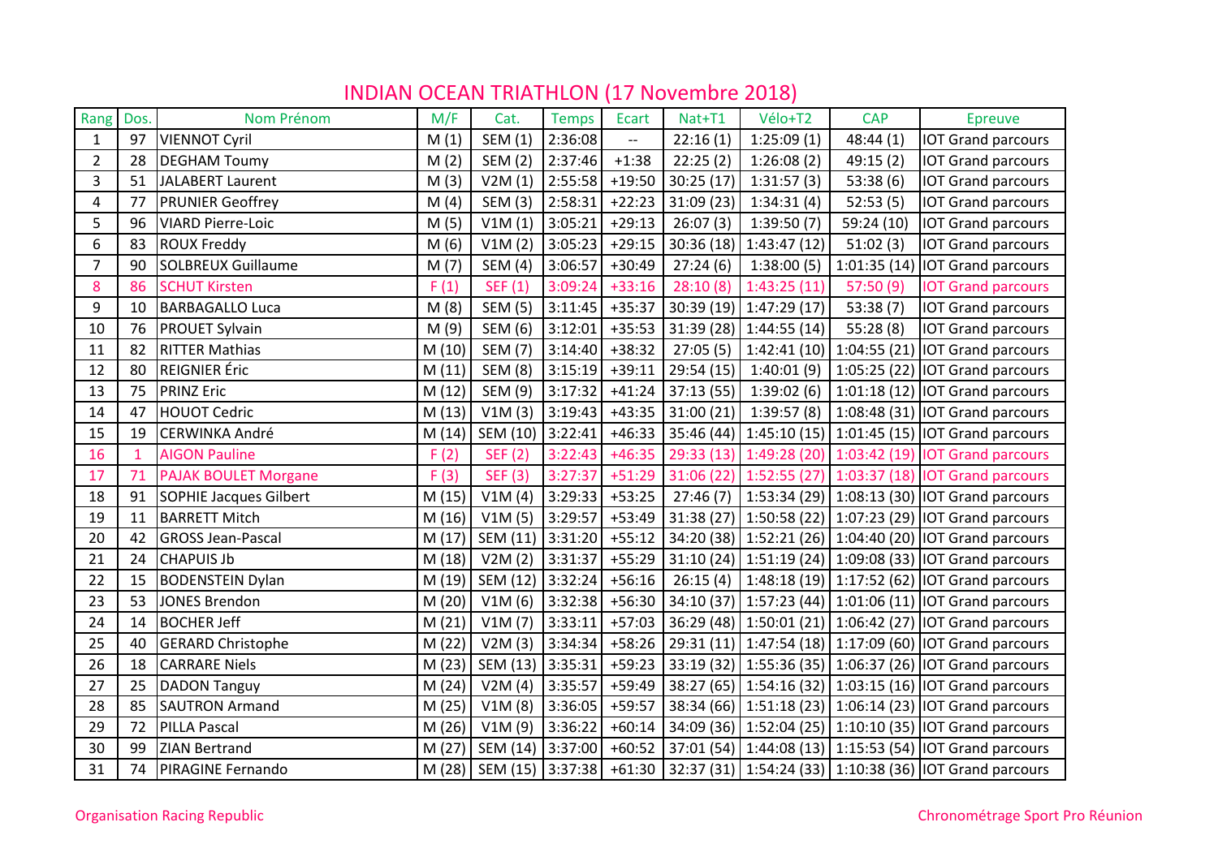# INDIAN OCEAN TRIATHLON (17 Novembre 2018)

| Rang | Dos. | Nom Prénom | M/F | Cat. | Temps | Ecart | Nat+T1 | Vélo+T2 | CAP | Epreuve |
|---|---|---|---|---|---|---|---|---|---|---|
| 1 | 97 | VIENNOT Cyril | M (1) | SEM (1) | 2:36:08 | -- | 22:16 (1) | 1:25:09 (1) | 48:44 (1) | IOT Grand parcours |
| 2 | 28 | DEGHAM Toumy | M (2) | SEM (2) | 2:37:46 | +1:38 | 22:25 (2) | 1:26:08 (2) | 49:15 (2) | IOT Grand parcours |
| 3 | 51 | JALABERT Laurent | M (3) | V2M (1) | 2:55:58 | +19:50 | 30:25 (17) | 1:31:57 (3) | 53:38 (6) | IOT Grand parcours |
| 4 | 77 | PRUNIER Geoffrey | M (4) | SEM (3) | 2:58:31 | +22:23 | 31:09 (23) | 1:34:31 (4) | 52:53 (5) | IOT Grand parcours |
| 5 | 96 | VIARD Pierre-Loic | M (5) | V1M (1) | 3:05:21 | +29:13 | 26:07 (3) | 1:39:50 (7) | 59:24 (10) | IOT Grand parcours |
| 6 | 83 | ROUX Freddy | M (6) | V1M (2) | 3:05:23 | +29:15 | 30:36 (18) | 1:43:47 (12) | 51:02 (3) | IOT Grand parcours |
| 7 | 90 | SOLBREUX Guillaume | M (7) | SEM (4) | 3:06:57 | +30:49 | 27:24 (6) | 1:38:00 (5) | 1:01:35 (14) | IOT Grand parcours |
| 8 | 86 | SCHUT Kirsten | F (1) | SEF (1) | 3:09:24 | +33:16 | 28:10 (8) | 1:43:25 (11) | 57:50 (9) | IOT Grand parcours |
| 9 | 10 | BARBAGALLO Luca | M (8) | SEM (5) | 3:11:45 | +35:37 | 30:39 (19) | 1:47:29 (17) | 53:38 (7) | IOT Grand parcours |
| 10 | 76 | PROUET Sylvain | M (9) | SEM (6) | 3:12:01 | +35:53 | 31:39 (28) | 1:44:55 (14) | 55:28 (8) | IOT Grand parcours |
| 11 | 82 | RITTER Mathias | M (10) | SEM (7) | 3:14:40 | +38:32 | 27:05 (5) | 1:42:41 (10) | 1:04:55 (21) | IOT Grand parcours |
| 12 | 80 | REIGNIER Éric | M (11) | SEM (8) | 3:15:19 | +39:11 | 29:54 (15) | 1:40:01 (9) | 1:05:25 (22) | IOT Grand parcours |
| 13 | 75 | PRINZ Eric | M (12) | SEM (9) | 3:17:32 | +41:24 | 37:13 (55) | 1:39:02 (6) | 1:01:18 (12) | IOT Grand parcours |
| 14 | 47 | HOUOT Cedric | M (13) | V1M (3) | 3:19:43 | +43:35 | 31:00 (21) | 1:39:57 (8) | 1:08:48 (31) | IOT Grand parcours |
| 15 | 19 | CERWINKA André | M (14) | SEM (10) | 3:22:41 | +46:33 | 35:46 (44) | 1:45:10 (15) | 1:01:45 (15) | IOT Grand parcours |
| 16 | 1 | AIGON Pauline | F (2) | SEF (2) | 3:22:43 | +46:35 | 29:33 (13) | 1:49:28 (20) | 1:03:42 (19) | IOT Grand parcours |
| 17 | 71 | PAJAK BOULET Morgane | F (3) | SEF (3) | 3:27:37 | +51:29 | 31:06 (22) | 1:52:55 (27) | 1:03:37 (18) | IOT Grand parcours |
| 18 | 91 | SOPHIE Jacques Gilbert | M (15) | V1M (4) | 3:29:33 | +53:25 | 27:46 (7) | 1:53:34 (29) | 1:08:13 (30) | IOT Grand parcours |
| 19 | 11 | BARRETT Mitch | M (16) | V1M (5) | 3:29:57 | +53:49 | 31:38 (27) | 1:50:58 (22) | 1:07:23 (29) | IOT Grand parcours |
| 20 | 42 | GROSS Jean-Pascal | M (17) | SEM (11) | 3:31:20 | +55:12 | 34:20 (38) | 1:52:21 (26) | 1:04:40 (20) | IOT Grand parcours |
| 21 | 24 | CHAPUIS Jb | M (18) | V2M (2) | 3:31:37 | +55:29 | 31:10 (24) | 1:51:19 (24) | 1:09:08 (33) | IOT Grand parcours |
| 22 | 15 | BODENSTEIN Dylan | M (19) | SEM (12) | 3:32:24 | +56:16 | 26:15 (4) | 1:48:18 (19) | 1:17:52 (62) | IOT Grand parcours |
| 23 | 53 | JONES Brendon | M (20) | V1M (6) | 3:32:38 | +56:30 | 34:10 (37) | 1:57:23 (44) | 1:01:06 (11) | IOT Grand parcours |
| 24 | 14 | BOCHER Jeff | M (21) | V1M (7) | 3:33:11 | +57:03 | 36:29 (48) | 1:50:01 (21) | 1:06:42 (27) | IOT Grand parcours |
| 25 | 40 | GERARD Christophe | M (22) | V2M (3) | 3:34:34 | +58:26 | 29:31 (11) | 1:47:54 (18) | 1:17:09 (60) | IOT Grand parcours |
| 26 | 18 | CARRARE Niels | M (23) | SEM (13) | 3:35:31 | +59:23 | 33:19 (32) | 1:55:36 (35) | 1:06:37 (26) | IOT Grand parcours |
| 27 | 25 | DADON Tanguy | M (24) | V2M (4) | 3:35:57 | +59:49 | 38:27 (65) | 1:54:16 (32) | 1:03:15 (16) | IOT Grand parcours |
| 28 | 85 | SAUTRON Armand | M (25) | V1M (8) | 3:36:05 | +59:57 | 38:34 (66) | 1:51:18 (23) | 1:06:14 (23) | IOT Grand parcours |
| 29 | 72 | PILLA Pascal | M (26) | V1M (9) | 3:36:22 | +60:14 | 34:09 (36) | 1:52:04 (25) | 1:10:10 (35) | IOT Grand parcours |
| 30 | 99 | ZIAN Bertrand | M (27) | SEM (14) | 3:37:00 | +60:52 | 37:01 (54) | 1:44:08 (13) | 1:15:53 (54) | IOT Grand parcours |
| 31 | 74 | PIRAGINE Fernando | M (28) | SEM (15) | 3:37:38 | +61:30 | 32:37 (31) | 1:54:24 (33) | 1:10:38 (36) | IOT Grand parcours |

Organisation Racing Republic

Chronométrage Sport Pro Réunion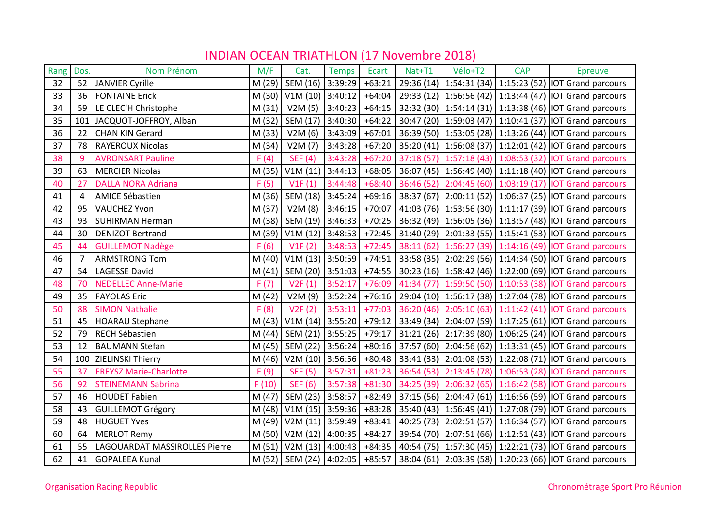# INDIAN OCEAN TRIATHLON (17 Novembre 2018)

| Rang | Dos. | Nom Prénom | M/F | Cat. | Temps | Ecart | Nat+T1 | Vélo+T2 | CAP | Epreuve |
|---|---|---|---|---|---|---|---|---|---|---|
| 32 | 52 | JANVIER Cyrille | M (29) | SEM (16) | 3:39:29 | +63:21 | 29:36 (14) | 1:54:31 (34) | 1:15:23 (52) | IOT Grand parcours |
| 33 | 36 | FONTAINE Erick | M (30) | V1M (10) | 3:40:12 | +64:04 | 29:33 (12) | 1:56:56 (42) | 1:13:44 (47) | IOT Grand parcours |
| 34 | 59 | LE CLEC'H Christophe | M (31) | V2M (5) | 3:40:23 | +64:15 | 32:32 (30) | 1:54:14 (31) | 1:13:38 (46) | IOT Grand parcours |
| 35 | 101 | JACQUOT-JOFFROY, Alban | M (32) | SEM (17) | 3:40:30 | +64:22 | 30:47 (20) | 1:59:03 (47) | 1:10:41 (37) | IOT Grand parcours |
| 36 | 22 | CHAN KIN Gerard | M (33) | V2M (6) | 3:43:09 | +67:01 | 36:39 (50) | 1:53:05 (28) | 1:13:26 (44) | IOT Grand parcours |
| 37 | 78 | RAYEROUX Nicolas | M (34) | V2M (7) | 3:43:28 | +67:20 | 35:20 (41) | 1:56:08 (37) | 1:12:01 (42) | IOT Grand parcours |
| 38 | 9 | AVRONSART Pauline | F (4) | SEF (4) | 3:43:28 | +67:20 | 37:18 (57) | 1:57:18 (43) | 1:08:53 (32) | IOT Grand parcours |
| 39 | 63 | MERCIER Nicolas | M (35) | V1M (11) | 3:44:13 | +68:05 | 36:07 (45) | 1:56:49 (40) | 1:11:18 (40) | IOT Grand parcours |
| 40 | 27 | DALLA NORA Adriana | F (5) | V1F (1) | 3:44:48 | +68:40 | 36:46 (52) | 2:04:45 (60) | 1:03:19 (17) | IOT Grand parcours |
| 41 | 4 | AMICE Sébastien | M (36) | SEM (18) | 3:45:24 | +69:16 | 38:37 (67) | 2:00:11 (52) | 1:06:37 (25) | IOT Grand parcours |
| 42 | 95 | VAUCHEZ Yvon | M (37) | V2M (8) | 3:46:15 | +70:07 | 41:03 (76) | 1:53:56 (30) | 1:11:17 (39) | IOT Grand parcours |
| 43 | 93 | SUHIRMAN Herman | M (38) | SEM (19) | 3:46:33 | +70:25 | 36:32 (49) | 1:56:05 (36) | 1:13:57 (48) | IOT Grand parcours |
| 44 | 30 | DENIZOT Bertrand | M (39) | V1M (12) | 3:48:53 | +72:45 | 31:40 (29) | 2:01:33 (55) | 1:15:41 (53) | IOT Grand parcours |
| 45 | 44 | GUILLEMOT Nadège | F (6) | V1F (2) | 3:48:53 | +72:45 | 38:11 (62) | 1:56:27 (39) | 1:14:16 (49) | IOT Grand parcours |
| 46 | 7 | ARMSTRONG Tom | M (40) | V1M (13) | 3:50:59 | +74:51 | 33:58 (35) | 2:02:29 (56) | 1:14:34 (50) | IOT Grand parcours |
| 47 | 54 | LAGESSE David | M (41) | SEM (20) | 3:51:03 | +74:55 | 30:23 (16) | 1:58:42 (46) | 1:22:00 (69) | IOT Grand parcours |
| 48 | 70 | NEDELLEC Anne-Marie | F (7) | V2F (1) | 3:52:17 | +76:09 | 41:34 (77) | 1:59:50 (50) | 1:10:53 (38) | IOT Grand parcours |
| 49 | 35 | FAYOLAS Eric | M (42) | V2M (9) | 3:52:24 | +76:16 | 29:04 (10) | 1:56:17 (38) | 1:27:04 (78) | IOT Grand parcours |
| 50 | 88 | SIMON Nathalie | F (8) | V2F (2) | 3:53:11 | +77:03 | 36:20 (46) | 2:05:10 (63) | 1:11:42 (41) | IOT Grand parcours |
| 51 | 45 | HOARAU Stephane | M (43) | V1M (14) | 3:55:20 | +79:12 | 33:49 (34) | 2:04:07 (59) | 1:17:25 (61) | IOT Grand parcours |
| 52 | 79 | RECH Sébastien | M (44) | SEM (21) | 3:55:25 | +79:17 | 31:21 (26) | 2:17:39 (80) | 1:06:25 (24) | IOT Grand parcours |
| 53 | 12 | BAUMANN Stefan | M (45) | SEM (22) | 3:56:24 | +80:16 | 37:57 (60) | 2:04:56 (62) | 1:13:31 (45) | IOT Grand parcours |
| 54 | 100 | ZIELINSKI Thierry | M (46) | V2M (10) | 3:56:56 | +80:48 | 33:41 (33) | 2:01:08 (53) | 1:22:08 (71) | IOT Grand parcours |
| 55 | 37 | FREYSZ Marie-Charlotte | F (9) | SEF (5) | 3:57:31 | +81:23 | 36:54 (53) | 2:13:45 (78) | 1:06:53 (28) | IOT Grand parcours |
| 56 | 92 | STEINEMANN Sabrina | F (10) | SEF (6) | 3:57:38 | +81:30 | 34:25 (39) | 2:06:32 (65) | 1:16:42 (58) | IOT Grand parcours |
| 57 | 46 | HOUDET Fabien | M (47) | SEM (23) | 3:58:57 | +82:49 | 37:15 (56) | 2:04:47 (61) | 1:16:56 (59) | IOT Grand parcours |
| 58 | 43 | GUILLEMOT Grégory | M (48) | V1M (15) | 3:59:36 | +83:28 | 35:40 (43) | 1:56:49 (41) | 1:27:08 (79) | IOT Grand parcours |
| 59 | 48 | HUGUET Yves | M (49) | V2M (11) | 3:59:49 | +83:41 | 40:25 (73) | 2:02:51 (57) | 1:16:34 (57) | IOT Grand parcours |
| 60 | 64 | MERLOT Remy | M (50) | V2M (12) | 4:00:35 | +84:27 | 39:54 (70) | 2:07:51 (66) | 1:12:51 (43) | IOT Grand parcours |
| 61 | 55 | LAGOUARDAT MASSIROLLES Pierre | M (51) | V2M (13) | 4:00:43 | +84:35 | 40:54 (75) | 1:57:30 (45) | 1:22:21 (73) | IOT Grand parcours |
| 62 | 41 | GOPALEEA Kunal | M (52) | SEM (24) | 4:02:05 | +85:57 | 38:04 (61) | 2:03:39 (58) | 1:20:23 (66) | IOT Grand parcours |

Organisation Racing Republic

Chronométrage Sport Pro Réunion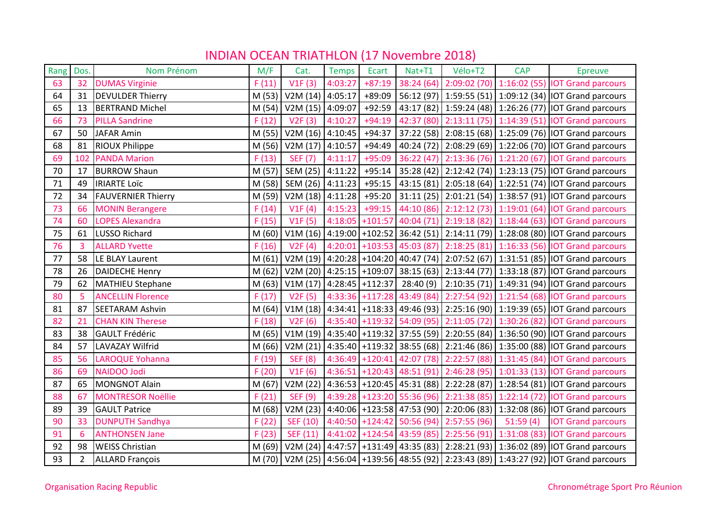# INDIAN OCEAN TRIATHLON (17 Novembre 2018)

| Rang | Dos. | Nom Prénom | M/F | Cat. | Temps | Ecart | Nat+T1 | Vélo+T2 | CAP | Epreuve |
|---|---|---|---|---|---|---|---|---|---|---|
| 63 | 32 | DUMAS Virginie | F (11) | V1F (3) | 4:03:27 | +87:19 | 38:24 (64) | 2:09:02 (70) | 1:16:02 (55) | IOT Grand parcours |
| 64 | 31 | DEVULDER Thierry | M (53) | V2M (14) | 4:05:17 | +89:09 | 56:12 (97) | 1:59:55 (51) | 1:09:12 (34) | IOT Grand parcours |
| 65 | 13 | BERTRAND Michel | M (54) | V2M (15) | 4:09:07 | +92:59 | 43:17 (82) | 1:59:24 (48) | 1:26:26 (77) | IOT Grand parcours |
| 66 | 73 | PILLA Sandrine | F (12) | V2F (3) | 4:10:27 | +94:19 | 42:37 (80) | 2:13:11 (75) | 1:14:39 (51) | IOT Grand parcours |
| 67 | 50 | JAFAR Amin | M (55) | V2M (16) | 4:10:45 | +94:37 | 37:22 (58) | 2:08:15 (68) | 1:25:09 (76) | IOT Grand parcours |
| 68 | 81 | RIOUX Philippe | M (56) | V2M (17) | 4:10:57 | +94:49 | 40:24 (72) | 2:08:29 (69) | 1:22:06 (70) | IOT Grand parcours |
| 69 | 102 | PANDA Marion | F (13) | SEF (7) | 4:11:17 | +95:09 | 36:22 (47) | 2:13:36 (76) | 1:21:20 (67) | IOT Grand parcours |
| 70 | 17 | BURROW Shaun | M (57) | SEM (25) | 4:11:22 | +95:14 | 35:28 (42) | 2:12:42 (74) | 1:23:13 (75) | IOT Grand parcours |
| 71 | 49 | IRIARTE Loïc | M (58) | SEM (26) | 4:11:23 | +95:15 | 43:15 (81) | 2:05:18 (64) | 1:22:51 (74) | IOT Grand parcours |
| 72 | 34 | FAUVERNIER Thierry | M (59) | V2M (18) | 4:11:28 | +95:20 | 31:11 (25) | 2:01:21 (54) | 1:38:57 (91) | IOT Grand parcours |
| 73 | 66 | MONIN Berangere | F (14) | V1F (4) | 4:15:23 | +99:15 | 44:10 (86) | 2:12:12 (73) | 1:19:01 (64) | IOT Grand parcours |
| 74 | 60 | LOPES Alexandra | F (15) | V1F (5) | 4:18:05 | +101:57 | 40:04 (71) | 2:19:18 (82) | 1:18:44 (63) | IOT Grand parcours |
| 75 | 61 | LUSSO Richard | M (60) | V1M (16) | 4:19:00 | +102:52 | 36:42 (51) | 2:14:11 (79) | 1:28:08 (80) | IOT Grand parcours |
| 76 | 3 | ALLARD Yvette | F (16) | V2F (4) | 4:20:01 | +103:53 | 45:03 (87) | 2:18:25 (81) | 1:16:33 (56) | IOT Grand parcours |
| 77 | 58 | LE BLAY Laurent | M (61) | V2M (19) | 4:20:28 | +104:20 | 40:47 (74) | 2:07:52 (67) | 1:31:51 (85) | IOT Grand parcours |
| 78 | 26 | DAIDECHE Henry | M (62) | V2M (20) | 4:25:15 | +109:07 | 38:15 (63) | 2:13:44 (77) | 1:33:18 (87) | IOT Grand parcours |
| 79 | 62 | MATHIEU Stephane | M (63) | V1M (17) | 4:28:45 | +112:37 | 28:40 (9) | 2:10:35 (71) | 1:49:31 (94) | IOT Grand parcours |
| 80 | 5 | ANCELLIN Florence | F (17) | V2F (5) | 4:33:36 | +117:28 | 43:49 (84) | 2:27:54 (92) | 1:21:54 (68) | IOT Grand parcours |
| 81 | 87 | SEETARAM Ashvin | M (64) | V1M (18) | 4:34:41 | +118:33 | 49:46 (93) | 2:25:16 (90) | 1:19:39 (65) | IOT Grand parcours |
| 82 | 21 | CHAN KIN Therese | F (18) | V2F (6) | 4:35:40 | +119:32 | 54:09 (95) | 2:11:05 (72) | 1:30:26 (82) | IOT Grand parcours |
| 83 | 38 | GAULT Frédéric | M (65) | V1M (19) | 4:35:40 | +119:32 | 37:55 (59) | 2:20:55 (84) | 1:36:50 (90) | IOT Grand parcours |
| 84 | 57 | LAVAZAY Wilfrid | M (66) | V2M (21) | 4:35:40 | +119:32 | 38:55 (68) | 2:21:46 (86) | 1:35:00 (88) | IOT Grand parcours |
| 85 | 56 | LAROQUE Yohanna | F (19) | SEF (8) | 4:36:49 | +120:41 | 42:07 (78) | 2:22:57 (88) | 1:31:45 (84) | IOT Grand parcours |
| 86 | 69 | NAIDOO Jodi | F (20) | V1F (6) | 4:36:51 | +120:43 | 48:51 (91) | 2:46:28 (95) | 1:01:33 (13) | IOT Grand parcours |
| 87 | 65 | MONGNOT Alain | M (67) | V2M (22) | 4:36:53 | +120:45 | 45:31 (88) | 2:22:28 (87) | 1:28:54 (81) | IOT Grand parcours |
| 88 | 67 | MONTRESOR Noëllie | F (21) | SEF (9) | 4:39:28 | +123:20 | 55:36 (96) | 2:21:38 (85) | 1:22:14 (72) | IOT Grand parcours |
| 89 | 39 | GAULT Patrice | M (68) | V2M (23) | 4:40:06 | +123:58 | 47:53 (90) | 2:20:06 (83) | 1:32:08 (86) | IOT Grand parcours |
| 90 | 33 | DUNPUTH Sandhya | F (22) | SEF (10) | 4:40:50 | +124:42 | 50:56 (94) | 2:57:55 (96) | 51:59 (4) | IOT Grand parcours |
| 91 | 6 | ANTHONSEN Jane | F (23) | SEF (11) | 4:41:02 | +124:54 | 43:59 (85) | 2:25:56 (91) | 1:31:08 (83) | IOT Grand parcours |
| 92 | 98 | WEISS Christian | M (69) | V2M (24) | 4:47:57 | +131:49 | 43:35 (83) | 2:28:21 (93) | 1:36:02 (89) | IOT Grand parcours |
| 93 | 2 | ALLARD François | M (70) | V2M (25) | 4:56:04 | +139:56 | 48:55 (92) | 2:23:43 (89) | 1:43:27 (92) | IOT Grand parcours |

Organisation Racing Republic

Chronométrage Sport Pro Réunion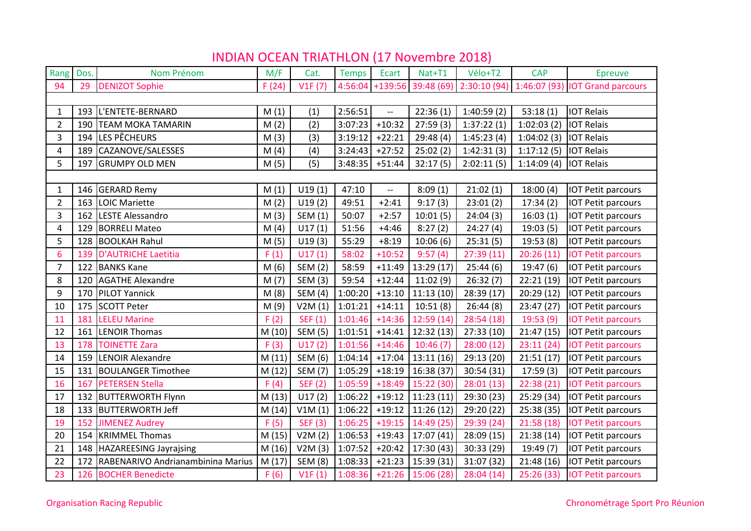# INDIAN OCEAN TRIATHLON (17 Novembre 2018)

| Rang | Dos. | Nom Prénom | M/F | Cat. | Temps | Ecart | Nat+T1 | Vélo+T2 | CAP | Epreuve |
|---|---|---|---|---|---|---|---|---|---|---|
| 94 | 29 | DENIZOT Sophie | F (24) | V1F (7) | 4:56:04 | +139:56 | 39:48 (69) | 2:30:10 (94) | 1:46:07 (93) | IOT Grand parcours |
| | | | | | | | | | | |
| 1 | 193 | L'ENTETE-BERNARD | M (1) | (1) | 2:56:51 | -- | 22:36 (1) | 1:40:59 (2) | 53:18 (1) | IOT Relais |
| 2 | 190 | TEAM MOKA TAMARIN | M (2) | (2) | 3:07:23 | +10:32 | 27:59 (3) | 1:37:22 (1) | 1:02:03 (2) | IOT Relais |
| 3 | 194 | LES PÊCHEURS | M (3) | (3) | 3:19:12 | +22:21 | 29:48 (4) | 1:45:23 (4) | 1:04:02 (3) | IOT Relais |
| 4 | 189 | CAZANOVE/SALESSES | M (4) | (4) | 3:24:43 | +27:52 | 25:02 (2) | 1:42:31 (3) | 1:17:12 (5) | IOT Relais |
| 5 | 197 | GRUMPY OLD MEN | M (5) | (5) | 3:48:35 | +51:44 | 32:17 (5) | 2:02:11 (5) | 1:14:09 (4) | IOT Relais |
| | | | | | | | | | | |
| 1 | 146 | GERARD Remy | M (1) | U19 (1) | 47:10 | -- | 8:09 (1) | 21:02 (1) | 18:00 (4) | IOT Petit parcours |
| 2 | 163 | LOIC Mariette | M (2) | U19 (2) | 49:51 | +2:41 | 9:17 (3) | 23:01 (2) | 17:34 (2) | IOT Petit parcours |
| 3 | 162 | LESTE Alessandro | M (3) | SEM (1) | 50:07 | +2:57 | 10:01 (5) | 24:04 (3) | 16:03 (1) | IOT Petit parcours |
| 4 | 129 | BORRELI Mateo | M (4) | U17 (1) | 51:56 | +4:46 | 8:27 (2) | 24:27 (4) | 19:03 (5) | IOT Petit parcours |
| 5 | 128 | BOOLKAH Rahul | M (5) | U19 (3) | 55:29 | +8:19 | 10:06 (6) | 25:31 (5) | 19:53 (8) | IOT Petit parcours |
| 6 | 139 | D'AUTRICHE Laetitia | F (1) | U17 (1) | 58:02 | +10:52 | 9:57 (4) | 27:39 (11) | 20:26 (11) | IOT Petit parcours |
| 7 | 122 | BANKS Kane | M (6) | SEM (2) | 58:59 | +11:49 | 13:29 (17) | 25:44 (6) | 19:47 (6) | IOT Petit parcours |
| 8 | 120 | AGATHE Alexandre | M (7) | SEM (3) | 59:54 | +12:44 | 11:02 (9) | 26:32 (7) | 22:21 (19) | IOT Petit parcours |
| 9 | 170 | PILOT Yannick | M (8) | SEM (4) | 1:00:20 | +13:10 | 11:13 (10) | 28:39 (17) | 20:29 (12) | IOT Petit parcours |
| 10 | 175 | SCOTT Peter | M (9) | V2M (1) | 1:01:21 | +14:11 | 10:51 (8) | 26:44 (8) | 23:47 (27) | IOT Petit parcours |
| 11 | 181 | LELEU Marine | F (2) | SEF (1) | 1:01:46 | +14:36 | 12:59 (14) | 28:54 (18) | 19:53 (9) | IOT Petit parcours |
| 12 | 161 | LENOIR Thomas | M (10) | SEM (5) | 1:01:51 | +14:41 | 12:32 (13) | 27:33 (10) | 21:47 (15) | IOT Petit parcours |
| 13 | 178 | TOINETTE Zara | F (3) | U17 (2) | 1:01:56 | +14:46 | 10:46 (7) | 28:00 (12) | 23:11 (24) | IOT Petit parcours |
| 14 | 159 | LENOIR Alexandre | M (11) | SEM (6) | 1:04:14 | +17:04 | 13:11 (16) | 29:13 (20) | 21:51 (17) | IOT Petit parcours |
| 15 | 131 | BOULANGER Timothee | M (12) | SEM (7) | 1:05:29 | +18:19 | 16:38 (37) | 30:54 (31) | 17:59 (3) | IOT Petit parcours |
| 16 | 167 | PETERSEN Stella | F (4) | SEF (2) | 1:05:59 | +18:49 | 15:22 (30) | 28:01 (13) | 22:38 (21) | IOT Petit parcours |
| 17 | 132 | BUTTERWORTH Flynn | M (13) | U17 (2) | 1:06:22 | +19:12 | 11:23 (11) | 29:30 (23) | 25:29 (34) | IOT Petit parcours |
| 18 | 133 | BUTTERWORTH Jeff | M (14) | V1M (1) | 1:06:22 | +19:12 | 11:26 (12) | 29:20 (22) | 25:38 (35) | IOT Petit parcours |
| 19 | 152 | JIMENEZ Audrey | F (5) | SEF (3) | 1:06:25 | +19:15 | 14:49 (25) | 29:39 (24) | 21:58 (18) | IOT Petit parcours |
| 20 | 154 | KRIMMEL Thomas | M (15) | V2M (2) | 1:06:53 | +19:43 | 17:07 (41) | 28:09 (15) | 21:38 (14) | IOT Petit parcours |
| 21 | 148 | HAZAREESING Jayrajsing | M (16) | V2M (3) | 1:07:52 | +20:42 | 17:30 (43) | 30:33 (29) | 19:49 (7) | IOT Petit parcours |
| 22 | 172 | RABENARIVO Andrianambinina Marius | M (17) | SEM (8) | 1:08:33 | +21:23 | 15:39 (31) | 31:07 (32) | 21:48 (16) | IOT Petit parcours |
| 23 | 126 | BOCHER Benedicte | F (6) | V1F (1) | 1:08:36 | +21:26 | 15:06 (28) | 28:04 (14) | 25:26 (33) | IOT Petit parcours |

Organisation Racing Republic

Chronométrage Sport Pro Réunion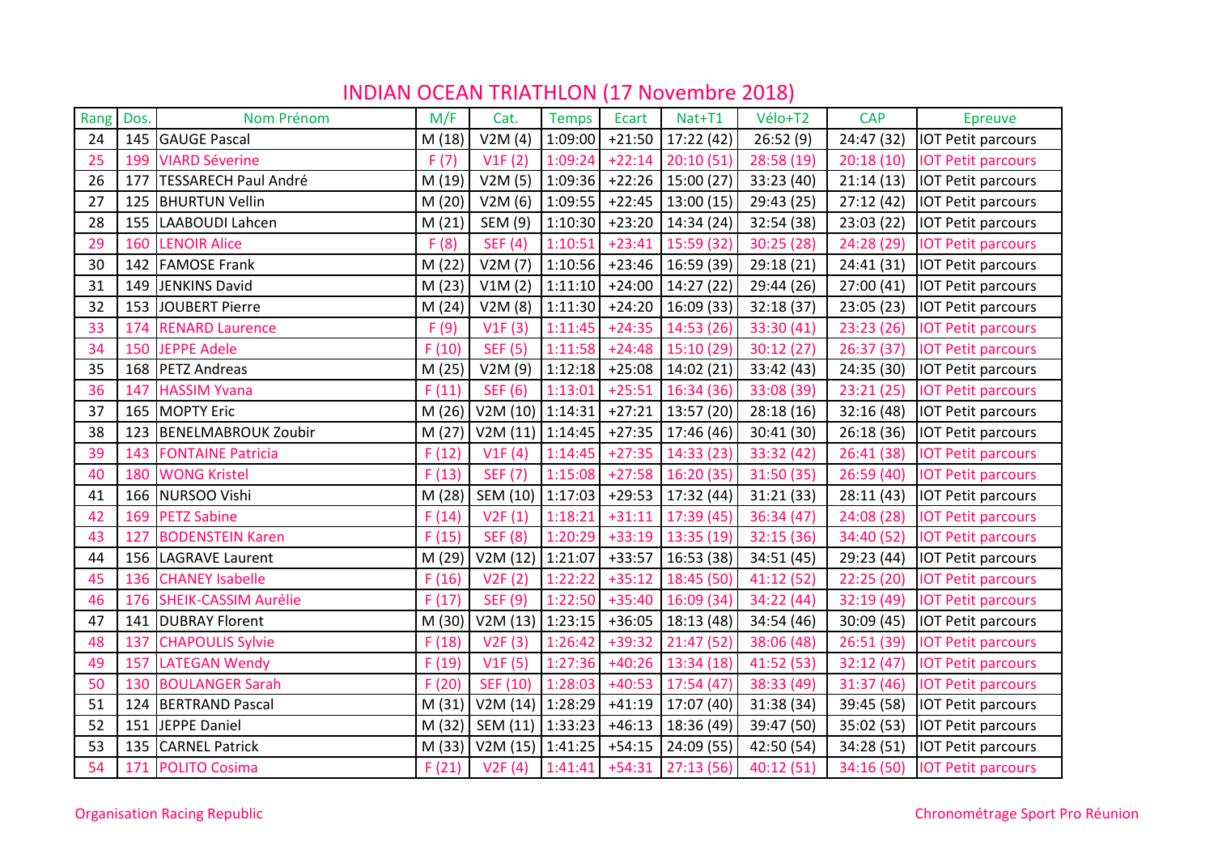# INDIAN OCEAN TRIATHLON (17 Novembre 2018)

| Rang | Dos. | Nom Prénom | M/F | Cat. | Temps | Ecart | Nat+T1 | Vélo+T2 | CAP | Epreuve |
|---|---|---|---|---|---|---|---|---|---|---|
| 24 | 145 | GAUGE Pascal | M (18) | V2M (4) | 1:09:00 | +21:50 | 17:22 (42) | 26:52 (9) | 24:47 (32) | IOT Petit parcours |
| 25 | 199 | VIARD Séverine | F (7) | V1F (2) | 1:09:24 | +22:14 | 20:10 (51) | 28:58 (19) | 20:18 (10) | IOT Petit parcours |
| 26 | 177 | TESSARECH Paul André | M (19) | V2M (5) | 1:09:36 | +22:26 | 15:00 (27) | 33:23 (40) | 21:14 (13) | IOT Petit parcours |
| 27 | 125 | BHURTUN Vellin | M (20) | V2M (6) | 1:09:55 | +22:45 | 13:00 (15) | 29:43 (25) | 27:12 (42) | IOT Petit parcours |
| 28 | 155 | LAABOUDI Lahcen | M (21) | SEM (9) | 1:10:30 | +23:20 | 14:34 (24) | 32:54 (38) | 23:03 (22) | IOT Petit parcours |
| 29 | 160 | LENOIR Alice | F (8) | SEF (4) | 1:10:51 | +23:41 | 15:59 (32) | 30:25 (28) | 24:28 (29) | IOT Petit parcours |
| 30 | 142 | FAMOSE Frank | M (22) | V2M (7) | 1:10:56 | +23:46 | 16:59 (39) | 29:18 (21) | 24:41 (31) | IOT Petit parcours |
| 31 | 149 | JENKINS David | M (23) | V1M (2) | 1:11:10 | +24:00 | 14:27 (22) | 29:44 (26) | 27:00 (41) | IOT Petit parcours |
| 32 | 153 | JOUBERT Pierre | M (24) | V2M (8) | 1:11:30 | +24:20 | 16:09 (33) | 32:18 (37) | 23:05 (23) | IOT Petit parcours |
| 33 | 174 | RENARD Laurence | F (9) | V1F (3) | 1:11:45 | +24:35 | 14:53 (26) | 33:30 (41) | 23:23 (26) | IOT Petit parcours |
| 34 | 150 | JEPPE Adele | F (10) | SEF (5) | 1:11:58 | +24:48 | 15:10 (29) | 30:12 (27) | 26:37 (37) | IOT Petit parcours |
| 35 | 168 | PETZ Andreas | M (25) | V2M (9) | 1:12:18 | +25:08 | 14:02 (21) | 33:42 (43) | 24:35 (30) | IOT Petit parcours |
| 36 | 147 | HASSIM Yvana | F (11) | SEF (6) | 1:13:01 | +25:51 | 16:34 (36) | 33:08 (39) | 23:21 (25) | IOT Petit parcours |
| 37 | 165 | MOPTY Eric | M (26) | V2M (10) | 1:14:31 | +27:21 | 13:57 (20) | 28:18 (16) | 32:16 (48) | IOT Petit parcours |
| 38 | 123 | BENELMABROUK Zoubir | M (27) | V2M (11) | 1:14:45 | +27:35 | 17:46 (46) | 30:41 (30) | 26:18 (36) | IOT Petit parcours |
| 39 | 143 | FONTAINE Patricia | F (12) | V1F (4) | 1:14:45 | +27:35 | 14:33 (23) | 33:32 (42) | 26:41 (38) | IOT Petit parcours |
| 40 | 180 | WONG Kristel | F (13) | SEF (7) | 1:15:08 | +27:58 | 16:20 (35) | 31:50 (35) | 26:59 (40) | IOT Petit parcours |
| 41 | 166 | NURSOO Vishi | M (28) | SEM (10) | 1:17:03 | +29:53 | 17:32 (44) | 31:21 (33) | 28:11 (43) | IOT Petit parcours |
| 42 | 169 | PETZ Sabine | F (14) | V2F (1) | 1:18:21 | +31:11 | 17:39 (45) | 36:34 (47) | 24:08 (28) | IOT Petit parcours |
| 43 | 127 | BODENSTEIN Karen | F (15) | SEF (8) | 1:20:29 | +33:19 | 13:35 (19) | 32:15 (36) | 34:40 (52) | IOT Petit parcours |
| 44 | 156 | LAGRAVE Laurent | M (29) | V2M (12) | 1:21:07 | +33:57 | 16:53 (38) | 34:51 (45) | 29:23 (44) | IOT Petit parcours |
| 45 | 136 | CHANEY Isabelle | F (16) | V2F (2) | 1:22:22 | +35:12 | 18:45 (50) | 41:12 (52) | 22:25 (20) | IOT Petit parcours |
| 46 | 176 | SHEIK-CASSIM Aurélie | F (17) | SEF (9) | 1:22:50 | +35:40 | 16:09 (34) | 34:22 (44) | 32:19 (49) | IOT Petit parcours |
| 47 | 141 | DUBRAY Florent | M (30) | V2M (13) | 1:23:15 | +36:05 | 18:13 (48) | 34:54 (46) | 30:09 (45) | IOT Petit parcours |
| 48 | 137 | CHAPOULIS Sylvie | F (18) | V2F (3) | 1:26:42 | +39:32 | 21:47 (52) | 38:06 (48) | 26:51 (39) | IOT Petit parcours |
| 49 | 157 | LATEGAN Wendy | F (19) | V1F (5) | 1:27:36 | +40:26 | 13:34 (18) | 41:52 (53) | 32:12 (47) | IOT Petit parcours |
| 50 | 130 | BOULANGER Sarah | F (20) | SEF (10) | 1:28:03 | +40:53 | 17:54 (47) | 38:33 (49) | 31:37 (46) | IOT Petit parcours |
| 51 | 124 | BERTRAND Pascal | M (31) | V2M (14) | 1:28:29 | +41:19 | 17:07 (40) | 31:38 (34) | 39:45 (58) | IOT Petit parcours |
| 52 | 151 | JEPPE Daniel | M (32) | SEM (11) | 1:33:23 | +46:13 | 18:36 (49) | 39:47 (50) | 35:02 (53) | IOT Petit parcours |
| 53 | 135 | CARNEL Patrick | M (33) | V2M (15) | 1:41:25 | +54:15 | 24:09 (55) | 42:50 (54) | 34:28 (51) | IOT Petit parcours |
| 54 | 171 | POLITO Cosima | F (21) | V2F (4) | 1:41:41 | +54:31 | 27:13 (56) | 40:12 (51) | 34:16 (50) | IOT Petit parcours |

Organisation Racing Republic

Chronométrage Sport Pro Réunion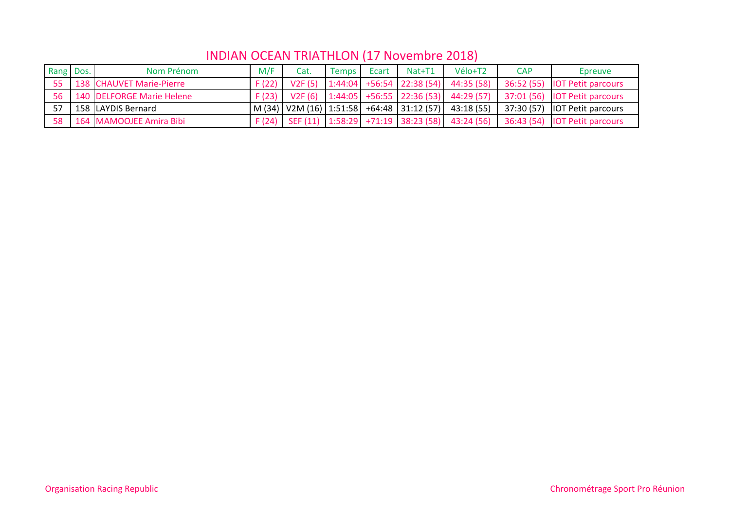# INDIAN OCEAN TRIATHLON (17 Novembre 2018)

| Rang | Dos. | Nom Prénom | M/F | Cat. | Temps | Ecart | Nat+T1 | Vélo+T2 | CAP | Epreuve |
|---|---|---|---|---|---|---|---|---|---|---|
| 55 | 138 | CHAUVET Marie-Pierre | F (22) | V2F (5) | 1:44:04 | +56:54 | 22:38 (54) | 44:35 (58) | 36:52 (55) | IOT Petit parcours |
| 56 | 140 | DELFORGE Marie Helene | F (23) | V2F (6) | 1:44:05 | +56:55 | 22:36 (53) | 44:29 (57) | 37:01 (56) | IOT Petit parcours |
| 57 | 158 | LAYDIS Bernard | M (34) | V2M (16) | 1:51:58 | +64:48 | 31:12 (57) | 43:18 (55) | 37:30 (57) | IOT Petit parcours |
| 58 | 164 | MAMOOJEE Amira Bibi | F (24) | SEF (11) | 1:58:29 | +71:19 | 38:23 (58) | 43:24 (56) | 36:43 (54) | IOT Petit parcours |

Organisation Racing Republic

Chronométrage Sport Pro Réunion